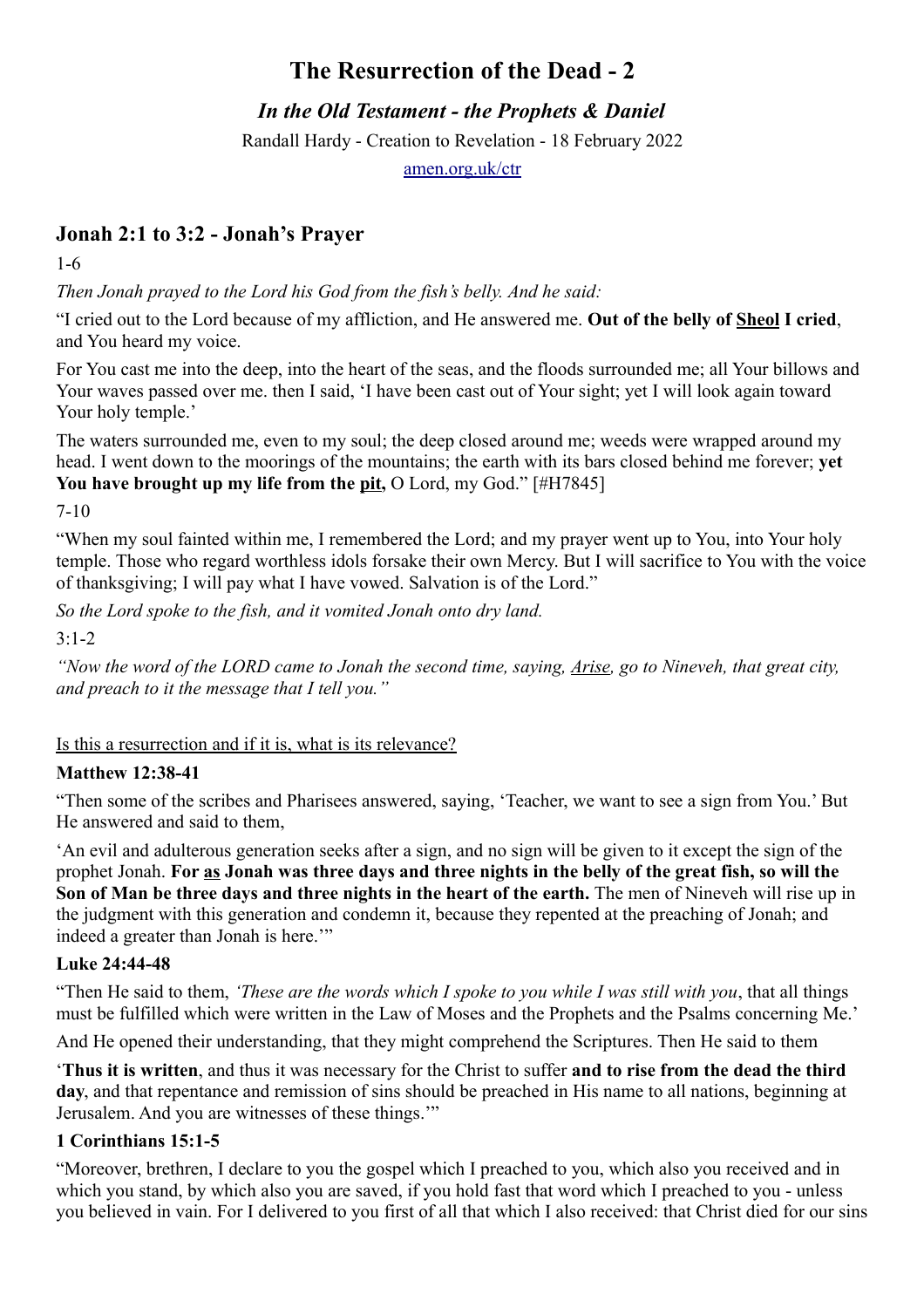# The Resurrection of the Dead - 2

### *In the Old Testament - the Prophets & Daniel*

Randall Hardy - Creation to Revelation - 18 February 2022

amen.org.uk/ctr

## Jonah 2:1 to 3:2 - Jonah's Prayer

1-6

*Then Jonah prayed to the Lord his God from the fish's belly. And he said:*

"I cried out to the Lord because of my affliction, and He answered me. **Out of the belly of <u>Sheol</u> I cried**, and You heard my voice.

For You cast me into the deep, into the heart of the seas, and the floods surrounded me; all Your billows and Your waves passed over me. then I said, 'I have been cast out of Your sight; yet I will look again toward Your holy temple.'

The waters surrounded me, even to my soul; the deep closed around me; weeds were wrapped around my head. I went down to the moorings of the mountains; the earth with its bars closed behind me forever; **yet You have brought up my life from the <u>pit</u>,** O Lord, my God." [#H7845]

7-10

"When my soul fainted within me, I remembered the Lord; and my prayer went up to You, into Your holy temple. Those who regard worthless idols forsake their own Mercy. But I will sacrifice to You with the voice of thanksgiving; I will pay what I have vowed. Salvation is of the Lord."

*So the Lord spoke to the fish, and it vomited Jonah onto dry land.*

3:1-2

*"Now the word of the LORD came to Jonah the second time, saying, <u>Arise</u>, go to Nineveh, that great city, and preach to it the message that I tell you."*

<u>Is this a resurrection and if it is, what is its relevance?</u>

**Matthew 12:38-41**

"Then some of the scribes and Pharisees answered, saying, 'Teacher, we want to see a sign from You.' But He answered and said to them,

'An evil and adulterous generation seeks after a sign, and no sign will be given to it except the sign of the prophet Jonah. **For <u>as</u> Jonah was three days and three nights in the belly of the great fish, so will the Son of Man be three days and three nights in the heart of the earth.** The men of Nineveh will rise up in the judgment with this generation and condemn it, because they repented at the preaching of Jonah; and indeed a greater than Jonah is here.'"

**Luke 24:44-48**

"Then He said to them, *'These are the words which I spoke to you while I was still with you*, that all things must be fulfilled which were written in the Law of Moses and the Prophets and the Psalms concerning Me.'

And He opened their understanding, that they might comprehend the Scriptures. Then He said to them

'**Thus it is written**, and thus it was necessary for the Christ to suffer **and to rise from the dead the third day**, and that repentance and remission of sins should be preached in His name to all nations, beginning at Jerusalem. And you are witnesses of these things.'"

**1 Corinthians 15:1-5**

"Moreover, brethren, I declare to you the gospel which I preached to you, which also you received and in which you stand, by which also you are saved, if you hold fast that word which I preached to you - unless you believed in vain. For I delivered to you first of all that which I also received: that Christ died for our sins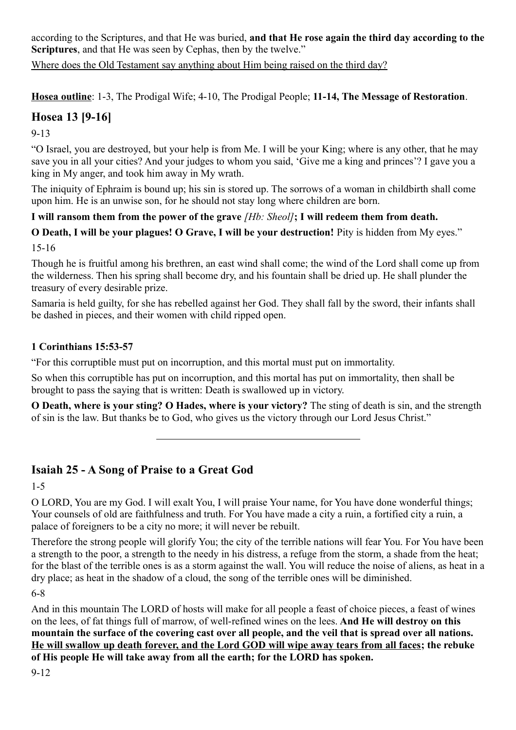according to the Scriptures, and that He was buried, **and that He rose again the third day according to the Scriptures**, and that He was seen by Cephas, then by the twelve."

<u>Where does the Old Testament say anything about Him being raised on the third day?</u>

**<u>Hosea outline</u>**: 1-3, The Prodigal Wife; 4-10, The Prodigal People; **11-14, The Message of Restoration**.

## Hosea 13 [9-16]

9-13

"O Israel, you are destroyed, but your help is from Me. I will be your King; where is any other, that he may save you in all your cities? And your judges to whom you said, 'Give me a king and princes'? I gave you a king in My anger, and took him away in My wrath.

The iniquity of Ephraim is bound up; his sin is stored up. The sorrows of a woman in childbirth shall come upon him. He is an unwise son, for he should not stay long where children are born.

**I will ransom them from the power of the grave** *[Hb: Sheol]***; I will redeem them from death.**

**O Death, I will be your plagues! O Grave, I will be your destruction!** Pity is hidden from My eyes."

15-16

Though he is fruitful among his brethren, an east wind shall come; the wind of the Lord shall come up from the wilderness. Then his spring shall become dry, and his fountain shall be dried up. He shall plunder the treasury of every desirable prize.

Samaria is held guilty, for she has rebelled against her God. They shall fall by the sword, their infants shall be dashed in pieces, and their women with child ripped open.

### 1 Corinthians 15:53-57

"For this corruptible must put on incorruption, and this mortal must put on immortality.

So when this corruptible has put on incorruption, and this mortal has put on immortality, then shall be brought to pass the saying that is written: Death is swallowed up in victory.

**O Death, where is your sting? O Hades, where is your victory?** The sting of death is sin, and the strength of sin is the law. But thanks be to God, who gives us the victory through our Lord Jesus Christ."

---

## Isaiah 25 - A Song of Praise to a Great God

1-5

O LORD, You are my God. I will exalt You, I will praise Your name, for You have done wonderful things; Your counsels of old are faithfulness and truth. For You have made a city a ruin, a fortified city a ruin, a palace of foreigners to be a city no more; it will never be rebuilt.

Therefore the strong people will glorify You; the city of the terrible nations will fear You. For You have been a strength to the poor, a strength to the needy in his distress, a refuge from the storm, a shade from the heat; for the blast of the terrible ones is as a storm against the wall. You will reduce the noise of aliens, as heat in a dry place; as heat in the shadow of a cloud, the song of the terrible ones will be diminished.

6-8

And in this mountain The LORD of hosts will make for all people a feast of choice pieces, a feast of wines on the lees, of fat things full of marrow, of well-refined wines on the lees. **And He will destroy on this mountain the surface of the covering cast over all people, and the veil that is spread over all nations. <u>He will swallow up death forever, and the Lord GOD will wipe away tears from all faces</u>; the rebuke of His people He will take away from all the earth; for the LORD has spoken.**

9-12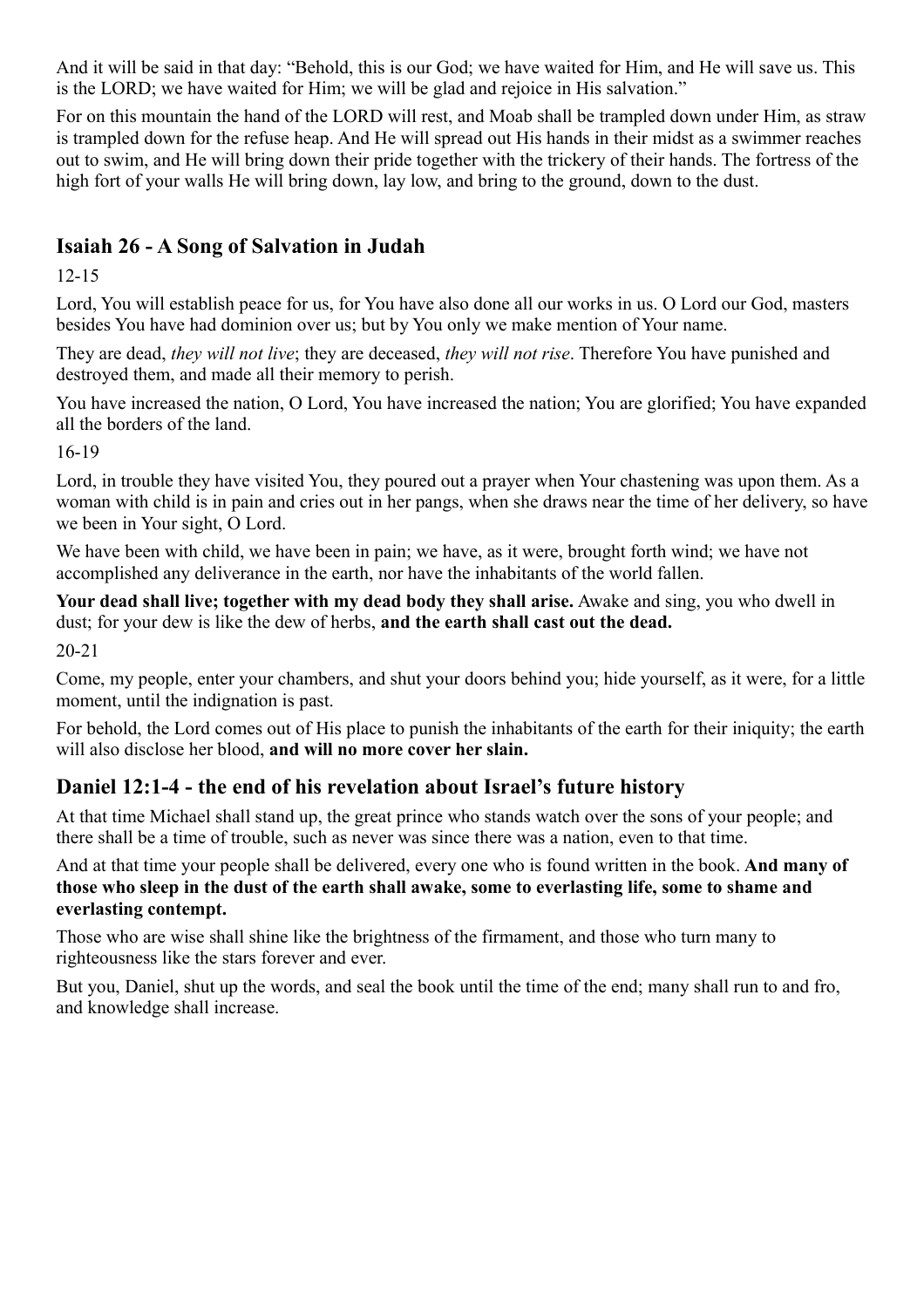And it will be said in that day: "Behold, this is our God; we have waited for Him, and He will save us. This is the LORD; we have waited for Him; we will be glad and rejoice in His salvation."

For on this mountain the hand of the LORD will rest, and Moab shall be trampled down under Him, as straw is trampled down for the refuse heap. And He will spread out His hands in their midst as a swimmer reaches out to swim, and He will bring down their pride together with the trickery of their hands. The fortress of the high fort of your walls He will bring down, lay low, and bring to the ground, down to the dust.

## Isaiah 26 - A Song of Salvation in Judah

12-15

Lord, You will establish peace for us, for You have also done all our works in us. O Lord our God, masters besides You have had dominion over us; but by You only we make mention of Your name.

They are dead, *they will not live*; they are deceased, *they will not rise*. Therefore You have punished and destroyed them, and made all their memory to perish.

You have increased the nation, O Lord, You have increased the nation; You are glorified; You have expanded all the borders of the land.

16-19

Lord, in trouble they have visited You, they poured out a prayer when Your chastening was upon them. As a woman with child is in pain and cries out in her pangs, when she draws near the time of her delivery, so have we been in Your sight, O Lord.

We have been with child, we have been in pain; we have, as it were, brought forth wind; we have not accomplished any deliverance in the earth, nor have the inhabitants of the world fallen.

**Your dead shall live; together with my dead body they shall arise.** Awake and sing, you who dwell in dust; for your dew is like the dew of herbs, **and the earth shall cast out the dead.**

20-21

Come, my people, enter your chambers, and shut your doors behind you; hide yourself, as it were, for a little moment, until the indignation is past.

For behold, the Lord comes out of His place to punish the inhabitants of the earth for their iniquity; the earth will also disclose her blood, **and will no more cover her slain.**

## Daniel 12:1-4 - the end of his revelation about Israel's future history

At that time Michael shall stand up, the great prince who stands watch over the sons of your people; and there shall be a time of trouble, such as never was since there was a nation, even to that time.

And at that time your people shall be delivered, every one who is found written in the book. **And many of those who sleep in the dust of the earth shall awake, some to everlasting life, some to shame and everlasting contempt.**

Those who are wise shall shine like the brightness of the firmament, and those who turn many to righteousness like the stars forever and ever.

But you, Daniel, shut up the words, and seal the book until the time of the end; many shall run to and fro, and knowledge shall increase.